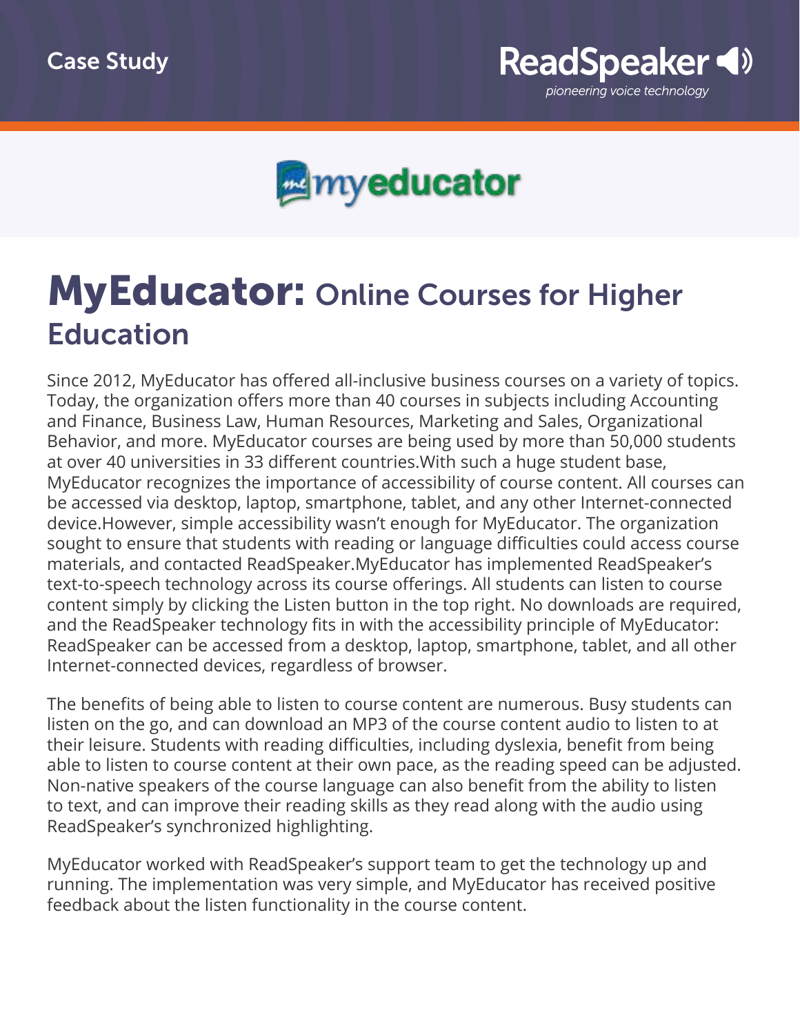Case Study

ReadSpeaker

*pioneering voice technology*

myeducator

# MyEducator: Online Courses for Higher Education

Since 2012, MyEducator has offered all-inclusive business courses on a variety of topics. Today, the organization offers more than 40 courses in subjects including Accounting and Finance, Business Law, Human Resources, Marketing and Sales, Organizational Behavior, and more. MyEducator courses are being used by more than 50,000 students at over 40 universities in 33 different countries.With such a huge student base, MyEducator recognizes the importance of accessibility of course content. All courses can be accessed via desktop, laptop, smartphone, tablet, and any other Internet-connected device.However, simple accessibility wasn't enough for MyEducator. The organization sought to ensure that students with reading or language difficulties could access course materials, and contacted ReadSpeaker.MyEducator has implemented ReadSpeaker's text-to-speech technology across its course offerings. All students can listen to course content simply by clicking the Listen button in the top right. No downloads are required, and the ReadSpeaker technology fits in with the accessibility principle of MyEducator: ReadSpeaker can be accessed from a desktop, laptop, smartphone, tablet, and all other Internet-connected devices, regardless of browser.

The benefits of being able to listen to course content are numerous. Busy students can listen on the go, and can download an MP3 of the course content audio to listen to at their leisure. Students with reading difficulties, including dyslexia, benefit from being able to listen to course content at their own pace, as the reading speed can be adjusted. Non-native speakers of the course language can also benefit from the ability to listen to text, and can improve their reading skills as they read along with the audio using ReadSpeaker's synchronized highlighting.

MyEducator worked with ReadSpeaker's support team to get the technology up and running. The implementation was very simple, and MyEducator has received positive feedback about the listen functionality in the course content.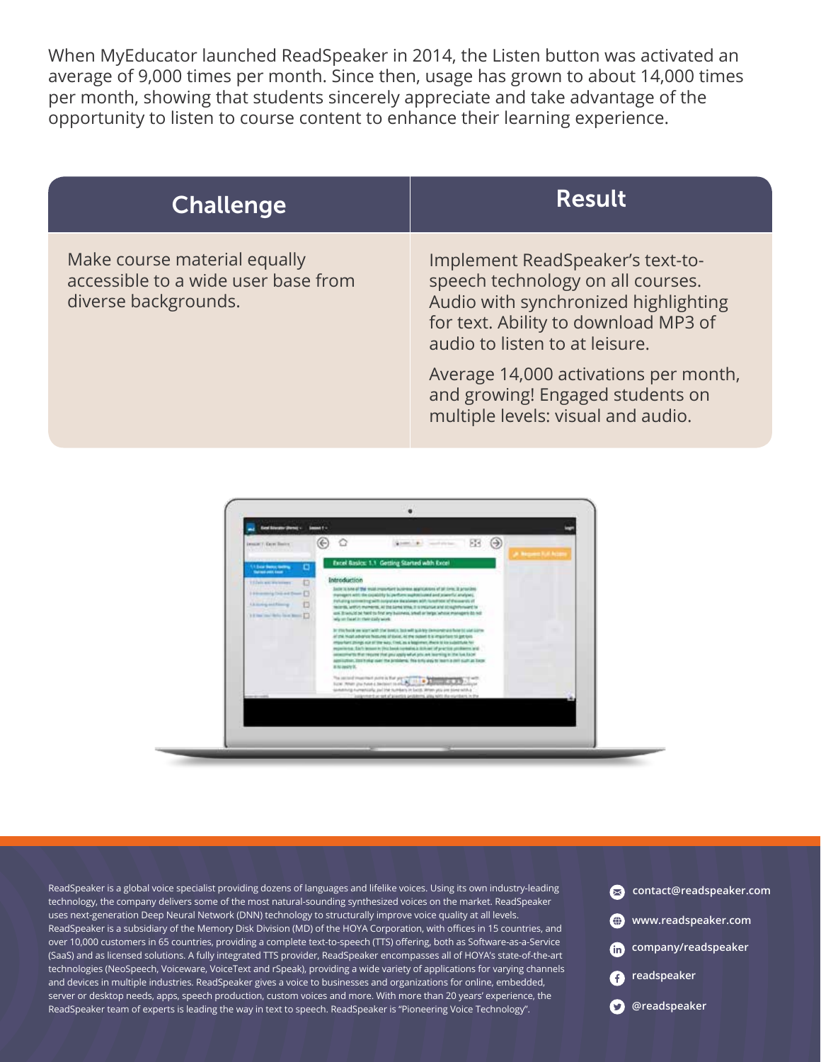When MyEducator launched ReadSpeaker in 2014, the Listen button was activated an average of 9,000 times per month. Since then, usage has grown to about 14,000 times per month, showing that students sincerely appreciate and take advantage of the opportunity to listen to course content to enhance their learning experience.

| Challenge | Result |
| --- | --- |
| Make course material equally accessible to a wide user base from diverse backgrounds. | Implement ReadSpeaker's text-to-speech technology on all courses. Audio with synchronized highlighting for text. Ability to download MP3 of audio to listen to at leisure.<br><br>Average 14,000 activations per month, and growing! Engaged students on multiple levels: visual and audio. |

ReadSpeaker is a global voice specialist providing dozens of languages and lifelike voices. Using its own industry-leading technology, the company delivers some of the most natural-sounding synthesized voices on the market. ReadSpeaker uses next-generation Deep Neural Network (DNN) technology to structurally improve voice quality at all levels. ReadSpeaker is a subsidiary of the Memory Disk Division (MD) of the HOYA Corporation, with offices in 15 countries, and over 10,000 customers in 65 countries, providing a complete text-to-speech (TTS) offering, both as Software-as-a-Service (SaaS) and as licensed solutions. A fully integrated TTS provider, ReadSpeaker encompasses all of HOYA's state-of-the-art technologies (NeoSpeech, Voiceware, VoiceText and rSpeak), providing a wide variety of applications for varying channels and devices in multiple industries. ReadSpeaker gives a voice to businesses and organizations for online, embedded, server or desktop needs, apps, speech production, custom voices and more. With more than 20 years' experience, the ReadSpeaker team of experts is leading the way in text to speech. ReadSpeaker is "Pioneering Voice Technology".

- contact@readspeaker.com
- www.readspeaker.com
- company/readspeaker
- readspeaker
- @readspeaker